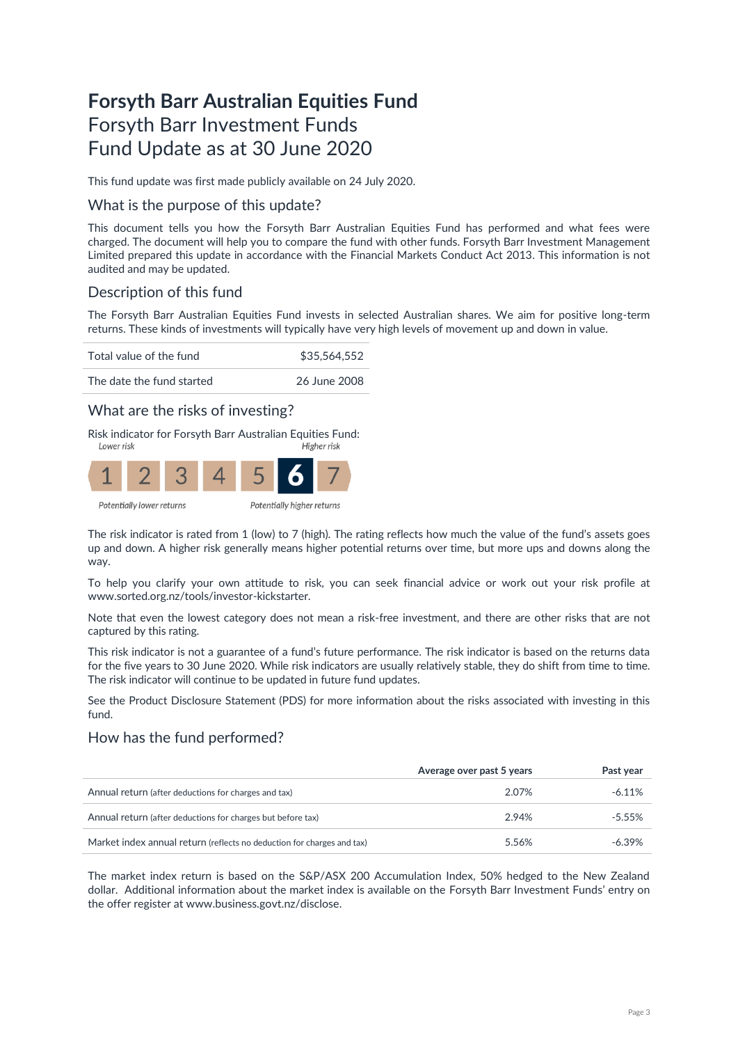# Forsyth Barr Australian Equities Fund

## Forsyth Barr Investment Funds

## Fund Update as at 30 June 2020

This fund update was first made publicly available on 24 July 2020.

### What is the purpose of this update?

This document tells you how the Forsyth Barr Australian Equities Fund has performed and what fees were charged. The document will help you to compare the fund with other funds. Forsyth Barr Investment Management Limited prepared this update in accordance with the Financial Markets Conduct Act 2013. This information is not audited and may be updated.

### Description of this fund

The Forsyth Barr Australian Equities Fund invests in selected Australian shares. We aim for positive long-term returns. These kinds of investments will typically have very high levels of movement up and down in value.

| | |
|---|---|
| Total value of the fund | $35,564,552 |
| The date the fund started | 26 June 2008 |

### What are the risks of investing?

Risk indicator for Forsyth Barr Australian Equities Fund:

*Lower risk* — *Higher risk*

| 1 | 2 | 3 | 4 | 5 | **6** | 7 |
|---|---|---|---|---|---|---|

*Potentially lower returns* — *Potentially higher returns*

The risk indicator is rated from 1 (low) to 7 (high). The rating reflects how much the value of the fund's assets goes up and down. A higher risk generally means higher potential returns over time, but more ups and downs along the way.

To help you clarify your own attitude to risk, you can seek financial advice or work out your risk profile at www.sorted.org.nz/tools/investor-kickstarter.

Note that even the lowest category does not mean a risk-free investment, and there are other risks that are not captured by this rating.

This risk indicator is not a guarantee of a fund's future performance. The risk indicator is based on the returns data for the five years to 30 June 2020. While risk indicators are usually relatively stable, they do shift from time to time. The risk indicator will continue to be updated in future fund updates.

See the Product Disclosure Statement (PDS) for more information about the risks associated with investing in this fund.

### How has the fund performed?

| | Average over past 5 years | Past year |
|---|---|---|
| Annual return (after deductions for charges and tax) | 2.07% | -6.11% |
| Annual return (after deductions for charges but before tax) | 2.94% | -5.55% |
| Market index annual return (reflects no deduction for charges and tax) | 5.56% | -6.39% |

The market index return is based on the S&P/ASX 200 Accumulation Index, 50% hedged to the New Zealand dollar. Additional information about the market index is available on the Forsyth Barr Investment Funds' entry on the offer register at www.business.govt.nz/disclose.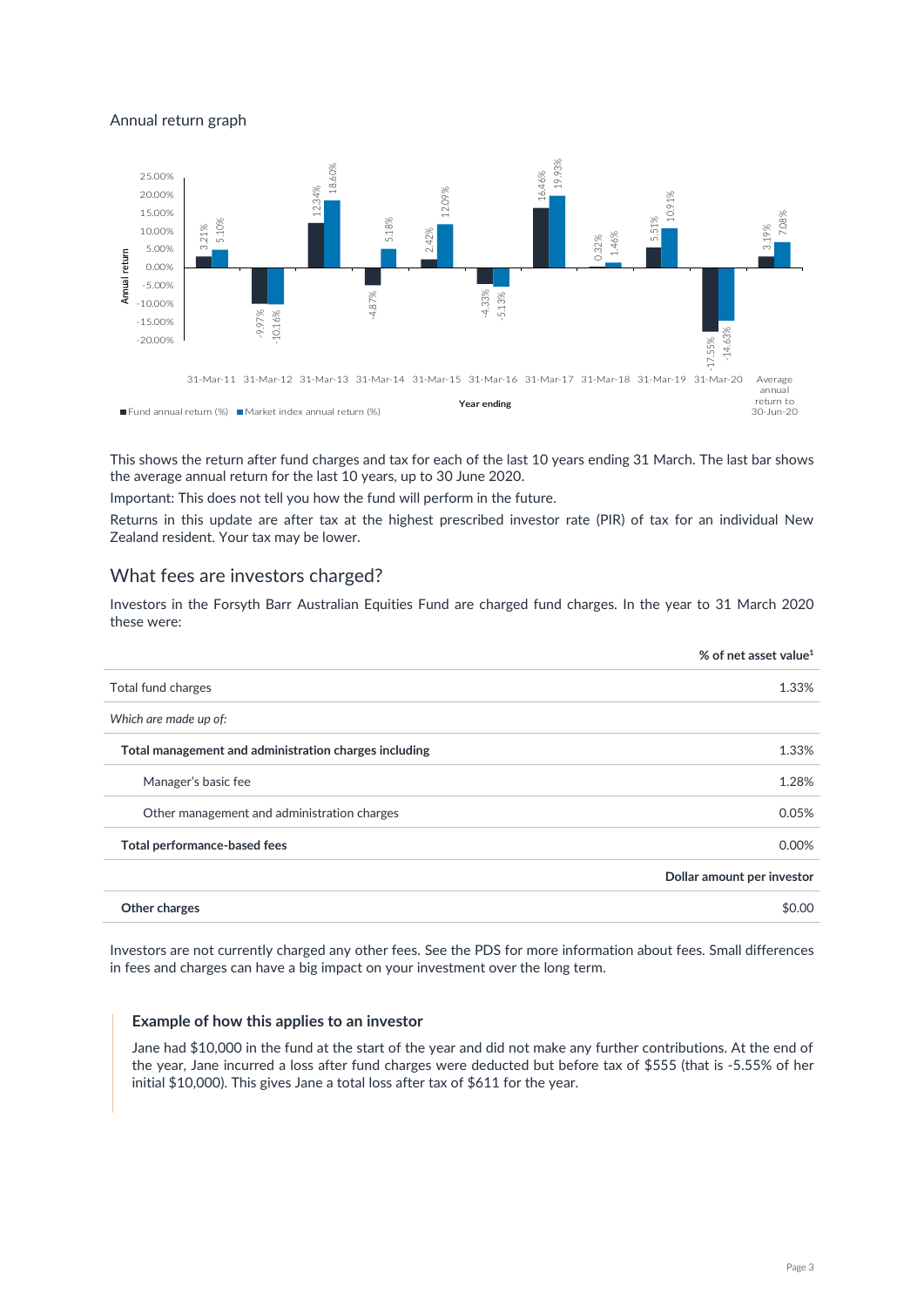Annual return graph

| Year ending | Fund annual return (%) | Market index annual return (%) |
|---|---|---|
| 31-Mar-11 | 3.21% | 5.10% |
| 31-Mar-12 | -9.97% | -10.16% |
| 31-Mar-13 | 12.34% | 18.60% |
| 31-Mar-14 | -4.87% | 5.18% |
| 31-Mar-15 | 2.42% | 12.09% |
| 31-Mar-16 | -4.33% | -5.13% |
| 31-Mar-17 | 16.46% | 19.93% |
| 31-Mar-18 | 0.32% | 1.46% |
| 31-Mar-19 | 5.51% | 10.91% |
| 31-Mar-20 | -17.55% | -14.63% |
| Average annual return to 30-Jun-20 | 3.19% | 7.08% |

This shows the return after fund charges and tax for each of the last 10 years ending 31 March. The last bar shows the average annual return for the last 10 years, up to 30 June 2020.

Important: This does not tell you how the fund will perform in the future.

Returns in this update are after tax at the highest prescribed investor rate (PIR) of tax for an individual New Zealand resident. Your tax may be lower.

## What fees are investors charged?

Investors in the Forsyth Barr Australian Equities Fund are charged fund charges. In the year to 31 March 2020 these were:

| | % of net asset value[1] |
|---|---|
| Total fund charges | 1.33% |
| *Which are made up of:* | |
| **Total management and administration charges including** | 1.33% |
| Manager's basic fee | 1.28% |
| Other management and administration charges | 0.05% |
| **Total performance-based fees** | 0.00% |
| | **Dollar amount per investor** |
| **Other charges** | $0.00 |

Investors are not currently charged any other fees. See the PDS for more information about fees. Small differences in fees and charges can have a big impact on your investment over the long term.

### Example of how this applies to an investor

Jane had $10,000 in the fund at the start of the year and did not make any further contributions. At the end of the year, Jane incurred a loss after fund charges were deducted but before tax of $555 (that is -5.55% of her initial $10,000). This gives Jane a total loss after tax of $611 for the year.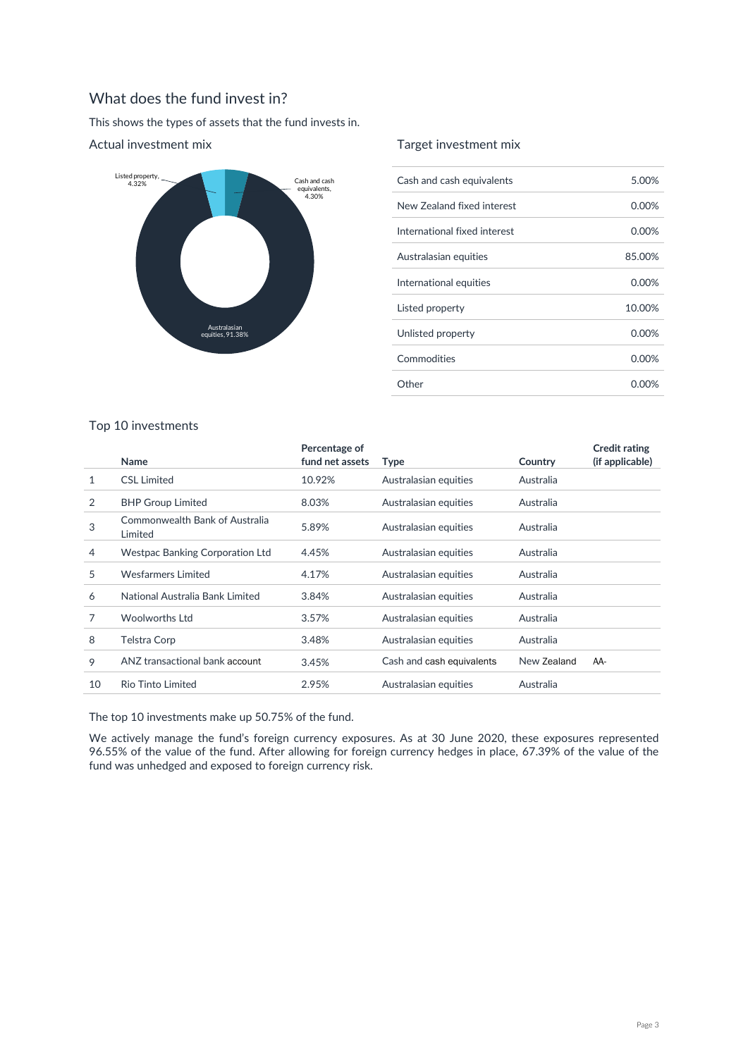## What does the fund invest in?

This shows the types of assets that the fund invests in.

### Actual investment mix

Listed property, 4.32%

Cash and cash equivalents, 4.30%

Australasian equities, 91.38%

### Target investment mix

| | |
|---|---|
| Cash and cash equivalents | 5.00% |
| New Zealand fixed interest | 0.00% |
| International fixed interest | 0.00% |
| Australasian equities | 85.00% |
| International equities | 0.00% |
| Listed property | 10.00% |
| Unlisted property | 0.00% |
| Commodities | 0.00% |
| Other | 0.00% |

### Top 10 investments

| | Name | Percentage of fund net assets | Type | Country | Credit rating (if applicable) |
|---|---|---|---|---|---|
| 1 | CSL Limited | 10.92% | Australasian equities | Australia | |
| 2 | BHP Group Limited | 8.03% | Australasian equities | Australia | |
| 3 | Commonwealth Bank of Australia Limited | 5.89% | Australasian equities | Australia | |
| 4 | Westpac Banking Corporation Ltd | 4.45% | Australasian equities | Australia | |
| 5 | Wesfarmers Limited | 4.17% | Australasian equities | Australia | |
| 6 | National Australia Bank Limited | 3.84% | Australasian equities | Australia | |
| 7 | Woolworths Ltd | 3.57% | Australasian equities | Australia | |
| 8 | Telstra Corp | 3.48% | Australasian equities | Australia | |
| 9 | ANZ transactional bank account | 3.45% | Cash and cash equivalents | New Zealand | AA- |
| 10 | Rio Tinto Limited | 2.95% | Australasian equities | Australia | |

The top 10 investments make up 50.75% of the fund.

We actively manage the fund's foreign currency exposures. As at 30 June 2020, these exposures represented 96.55% of the value of the fund. After allowing for foreign currency hedges in place, 67.39% of the value of the fund was unhedged and exposed to foreign currency risk.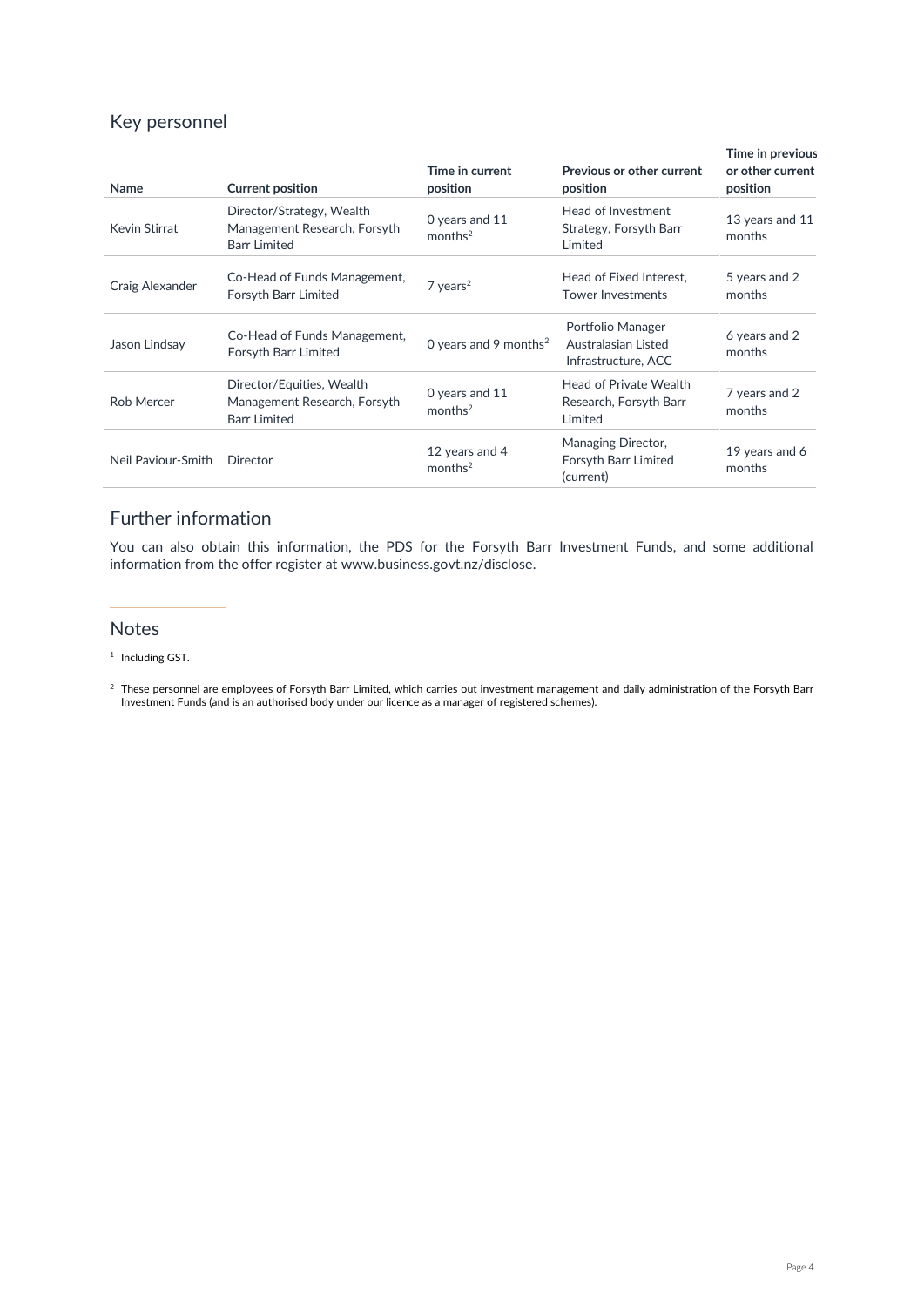## Key personnel

| Name | Current position | Time in current position | Previous or other current position | Time in previous or other current position |
|---|---|---|---|---|
| Kevin Stirrat | Director/Strategy, Wealth Management Research, Forsyth Barr Limited | 0 years and 11 months[2] | Head of Investment Strategy, Forsyth Barr Limited | 13 years and 11 months |
| Craig Alexander | Co-Head of Funds Management, Forsyth Barr Limited | 7 years[2] | Head of Fixed Interest, Tower Investments | 5 years and 2 months |
| Jason Lindsay | Co-Head of Funds Management, Forsyth Barr Limited | 0 years and 9 months[2] | Portfolio Manager Australasian Listed Infrastructure, ACC | 6 years and 2 months |
| Rob Mercer | Director/Equities, Wealth Management Research, Forsyth Barr Limited | 0 years and 11 months[2] | Head of Private Wealth Research, Forsyth Barr Limited | 7 years and 2 months |
| Neil Paviour-Smith | Director | 12 years and 4 months[2] | Managing Director, Forsyth Barr Limited (current) | 19 years and 6 months |

## Further information

You can also obtain this information, the PDS for the Forsyth Barr Investment Funds, and some additional information from the offer register at www.business.govt.nz/disclose.

## Notes

[1] Including GST.

[2] These personnel are employees of Forsyth Barr Limited, which carries out investment management and daily administration of the Forsyth Barr Investment Funds (and is an authorised body under our licence as a manager of registered schemes).